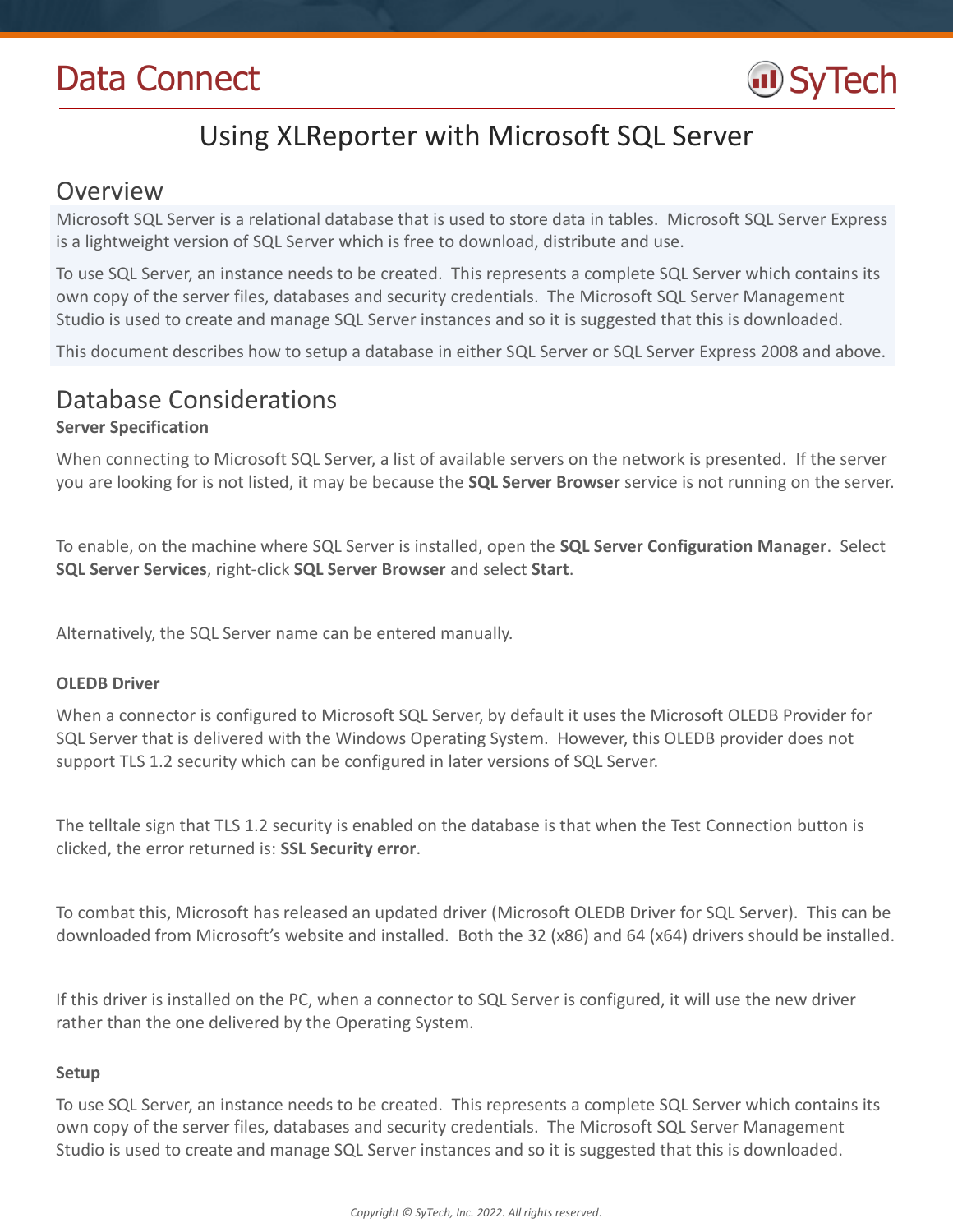Data Connect

# Using XLReporter with Microsoft SQL Server

## Overview

Microsoft SQL Server is a relational database that is used to store data in tables. Microsoft SQL Server Express is a lightweight version of SQL Server which is free to download, distribute and use.

To use SQL Server, an instance needs to be created. This represents a complete SQL Server which contains its own copy of the server files, databases and security credentials. The Microsoft SQL Server Management Studio is used to create and manage SQL Server instances and so it is suggested that this is downloaded.

This document describes how to setup a database in either SQL Server or SQL Server Express 2008 and above.

## Database Considerations

### Server Specification

When connecting to Microsoft SQL Server, a list of available servers on the network is presented. If the server you are looking for is not listed, it may be because the **SQL Server Browser** service is not running on the server.

To enable, on the machine where SQL Server is installed, open the **SQL Server Configuration Manager**. Select **SQL Server Services**, right-click **SQL Server Browser** and select **Start**.

Alternatively, the SQL Server name can be entered manually.

### OLEDB Driver

When a connector is configured to Microsoft SQL Server, by default it uses the Microsoft OLEDB Provider for SQL Server that is delivered with the Windows Operating System. However, this OLEDB provider does not support TLS 1.2 security which can be configured in later versions of SQL Server.

The telltale sign that TLS 1.2 security is enabled on the database is that when the Test Connection button is clicked, the error returned is: **SSL Security error**.

To combat this, Microsoft has released an updated driver (Microsoft OLEDB Driver for SQL Server). This can be downloaded from Microsoft's website and installed. Both the 32 (x86) and 64 (x64) drivers should be installed.

If this driver is installed on the PC, when a connector to SQL Server is configured, it will use the new driver rather than the one delivered by the Operating System.

### Setup

To use SQL Server, an instance needs to be created. This represents a complete SQL Server which contains its own copy of the server files, databases and security credentials. The Microsoft SQL Server Management Studio is used to create and manage SQL Server instances and so it is suggested that this is downloaded.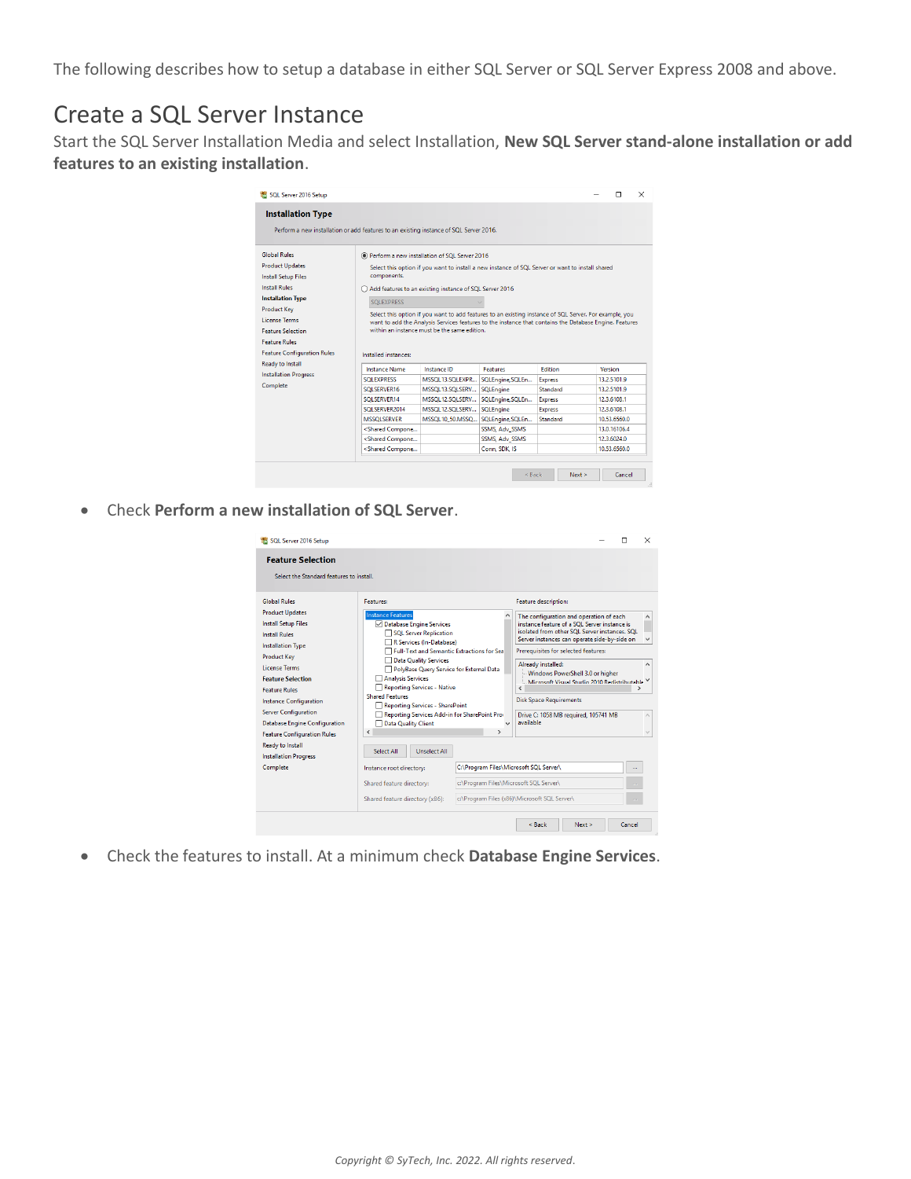The following describes how to setup a database in either SQL Server or SQL Server Express 2008 and above.

## Create a SQL Server Instance

Start the SQL Server Installation Media and select Installation, **New SQL Server stand-alone installation or add features to an existing installation**.

- Check **Perform a new installation of SQL Server**.

- Check the features to install. At a minimum check **Database Engine Services**.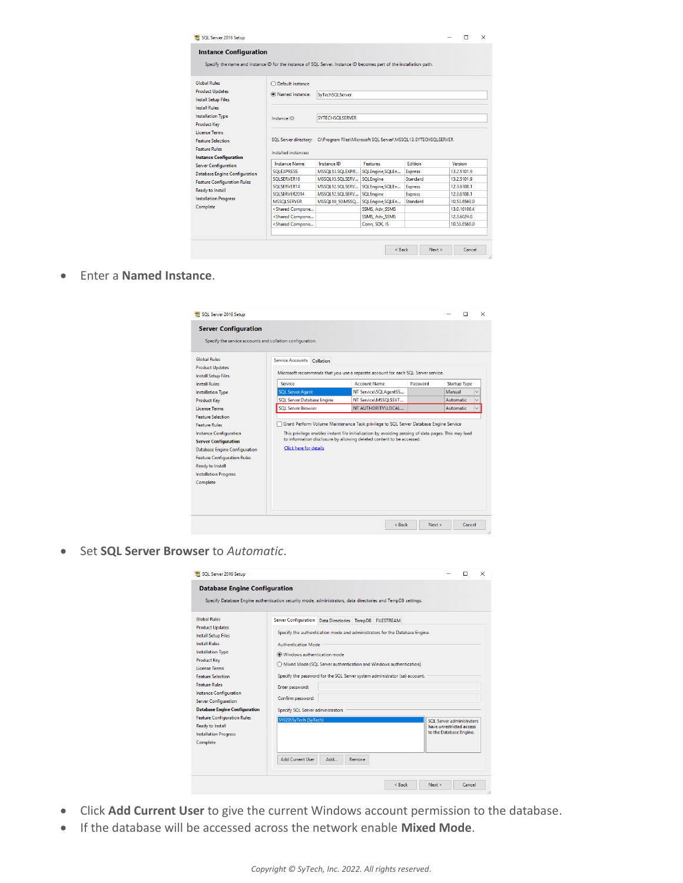- Enter a **Named Instance**.

- Set **SQL Server Browser** to *Automatic*.

- Click **Add Current User** to give the current Windows account permission to the database.
- If the database will be accessed across the network enable **Mixed Mode**.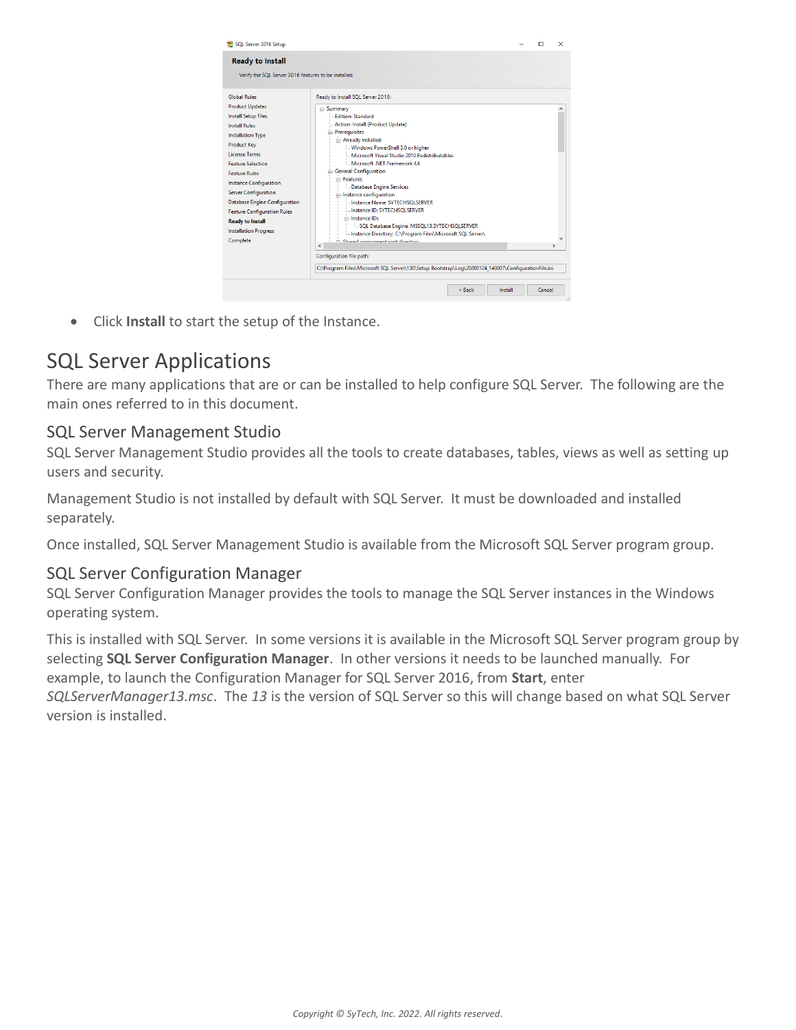- Click **Install** to start the setup of the Instance.

# SQL Server Applications

There are many applications that are or can be installed to help configure SQL Server. The following are the main ones referred to in this document.

## SQL Server Management Studio

SQL Server Management Studio provides all the tools to create databases, tables, views as well as setting up users and security.

Management Studio is not installed by default with SQL Server. It must be downloaded and installed separately.

Once installed, SQL Server Management Studio is available from the Microsoft SQL Server program group.

## SQL Server Configuration Manager

SQL Server Configuration Manager provides the tools to manage the SQL Server instances in the Windows operating system.

This is installed with SQL Server. In some versions it is available in the Microsoft SQL Server program group by selecting **SQL Server Configuration Manager**. In other versions it needs to be launched manually. For example, to launch the Configuration Manager for SQL Server 2016, from **Start**, enter *SQLServerManager13.msc*. The *13* is the version of SQL Server so this will change based on what SQL Server version is installed.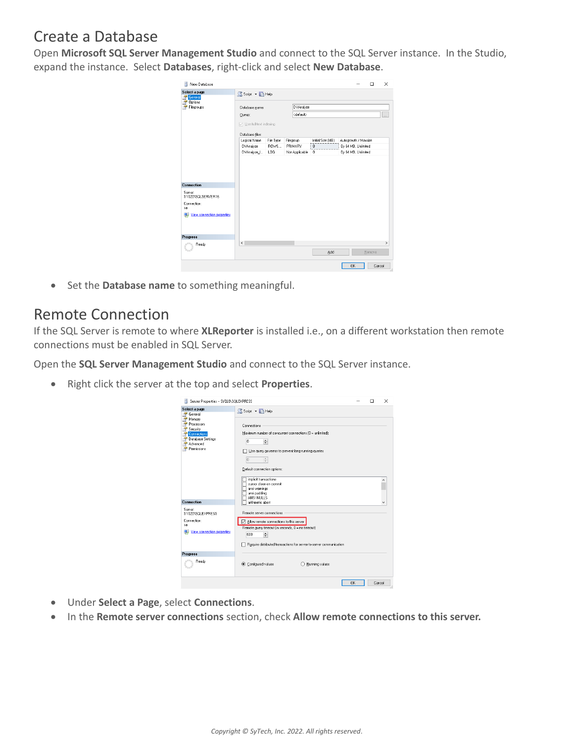## Create a Database

Open **Microsoft SQL Server Management Studio** and connect to the SQL Server instance. In the Studio, expand the instance. Select **Databases**, right-click and select **New Database**.

- Set the **Database name** to something meaningful.

## Remote Connection

If the SQL Server is remote to where **XLReporter** is installed i.e., on a different workstation then remote connections must be enabled in SQL Server.

Open the **SQL Server Management Studio** and connect to the SQL Server instance.

- Right click the server at the top and select **Properties**.

- Under **Select a Page**, select **Connections**.
- In the **Remote server connections** section, check **Allow remote connections to this server.**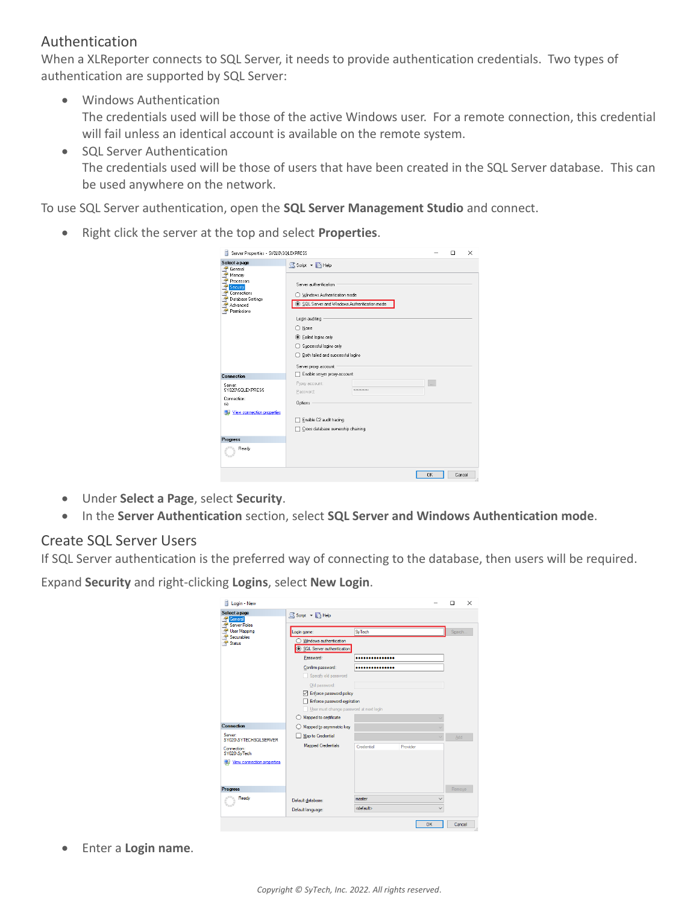## Authentication

When a XLReporter connects to SQL Server, it needs to provide authentication credentials. Two types of authentication are supported by SQL Server:

- Windows Authentication
  The credentials used will be those of the active Windows user. For a remote connection, this credential will fail unless an identical account is available on the remote system.
- SQL Server Authentication
  The credentials used will be those of users that have been created in the SQL Server database. This can be used anywhere on the network.

To use SQL Server authentication, open the **SQL Server Management Studio** and connect.

- Right click the server at the top and select **Properties**.

- Under **Select a Page**, select **Security**.
- In the **Server Authentication** section, select **SQL Server and Windows Authentication mode**.

## Create SQL Server Users

If SQL Server authentication is the preferred way of connecting to the database, then users will be required.

Expand **Security** and right-clicking **Logins**, select **New Login**.

- Enter a **Login name**.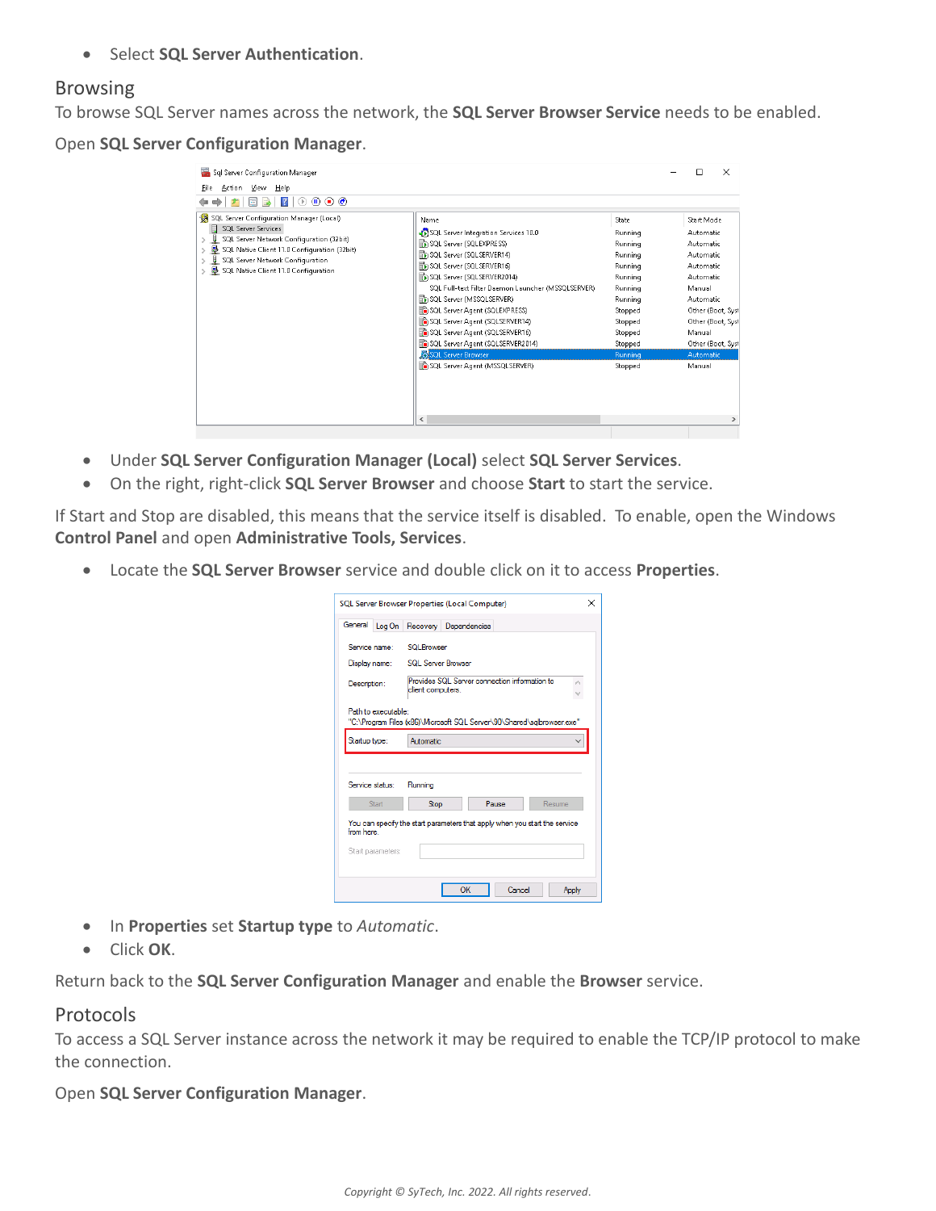- Select **SQL Server Authentication**.

## Browsing

To browse SQL Server names across the network, the **SQL Server Browser Service** needs to be enabled.

Open **SQL Server Configuration Manager**.

- Under **SQL Server Configuration Manager (Local)** select **SQL Server Services**.
- On the right, right-click **SQL Server Browser** and choose **Start** to start the service.

If Start and Stop are disabled, this means that the service itself is disabled. To enable, open the Windows **Control Panel** and open **Administrative Tools, Services**.

- Locate the **SQL Server Browser** service and double click on it to access **Properties**.

- In **Properties** set **Startup type** to *Automatic*.
- Click **OK**.

Return back to the **SQL Server Configuration Manager** and enable the **Browser** service.

## Protocols

To access a SQL Server instance across the network it may be required to enable the TCP/IP protocol to make the connection.

Open **SQL Server Configuration Manager**.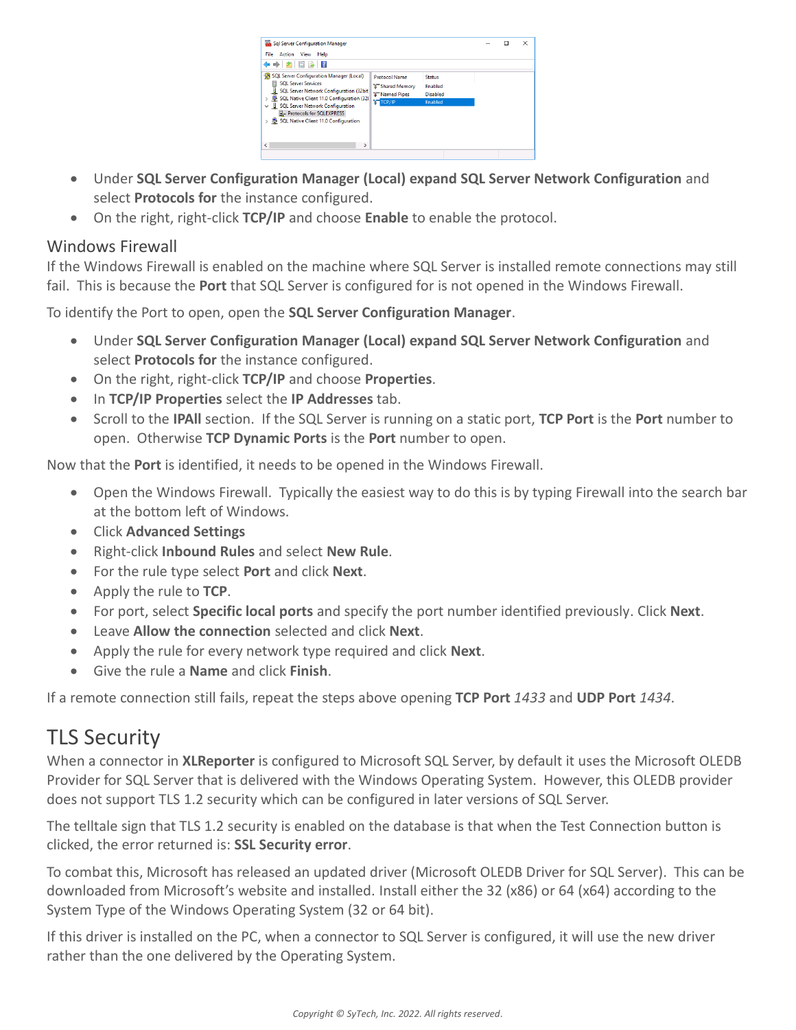- Under **SQL Server Configuration Manager (Local) expand SQL Server Network Configuration** and select **Protocols for** the instance configured.
- On the right, right-click **TCP/IP** and choose **Enable** to enable the protocol.

## Windows Firewall

If the Windows Firewall is enabled on the machine where SQL Server is installed remote connections may still fail. This is because the **Port** that SQL Server is configured for is not opened in the Windows Firewall.

To identify the Port to open, open the **SQL Server Configuration Manager**.

- Under **SQL Server Configuration Manager (Local) expand SQL Server Network Configuration** and select **Protocols for** the instance configured.
- On the right, right-click **TCP/IP** and choose **Properties**.
- In **TCP/IP Properties** select the **IP Addresses** tab.
- Scroll to the **IPAll** section. If the SQL Server is running on a static port, **TCP Port** is the **Port** number to open. Otherwise **TCP Dynamic Ports** is the **Port** number to open.

Now that the **Port** is identified, it needs to be opened in the Windows Firewall.

- Open the Windows Firewall. Typically the easiest way to do this is by typing Firewall into the search bar at the bottom left of Windows.
- Click **Advanced Settings**
- Right-click **Inbound Rules** and select **New Rule**.
- For the rule type select **Port** and click **Next**.
- Apply the rule to **TCP**.
- For port, select **Specific local ports** and specify the port number identified previously. Click **Next**.
- Leave **Allow the connection** selected and click **Next**.
- Apply the rule for every network type required and click **Next**.
- Give the rule a **Name** and click **Finish**.

If a remote connection still fails, repeat the steps above opening **TCP Port** *1433* and **UDP Port** *1434*.

# TLS Security

When a connector in **XLReporter** is configured to Microsoft SQL Server, by default it uses the Microsoft OLEDB Provider for SQL Server that is delivered with the Windows Operating System. However, this OLEDB provider does not support TLS 1.2 security which can be configured in later versions of SQL Server.

The telltale sign that TLS 1.2 security is enabled on the database is that when the Test Connection button is clicked, the error returned is: **SSL Security error**.

To combat this, Microsoft has released an updated driver (Microsoft OLEDB Driver for SQL Server). This can be downloaded from Microsoft's website and installed. Install either the 32 (x86) or 64 (x64) according to the System Type of the Windows Operating System (32 or 64 bit).

If this driver is installed on the PC, when a connector to SQL Server is configured, it will use the new driver rather than the one delivered by the Operating System.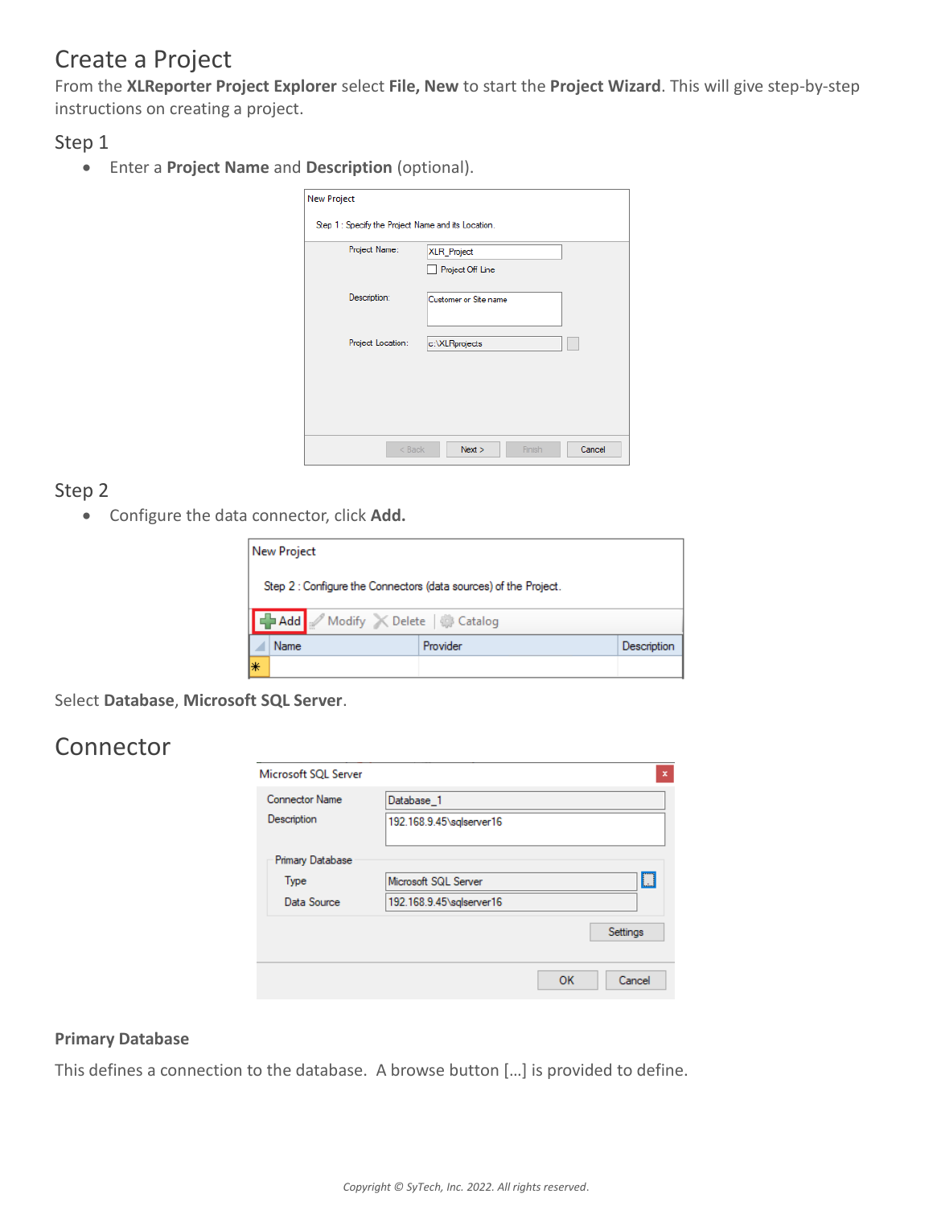# Create a Project

From the **XLReporter Project Explorer** select **File, New** to start the **Project Wizard**. This will give step-by-step instructions on creating a project.

## Step 1

- Enter a **Project Name** and **Description** (optional).

## Step 2

- Configure the data connector, click **Add.**

Select **Database**, **Microsoft SQL Server**.

# Connector

**Primary Database**

This defines a connection to the database. A browse button [...] is provided to define.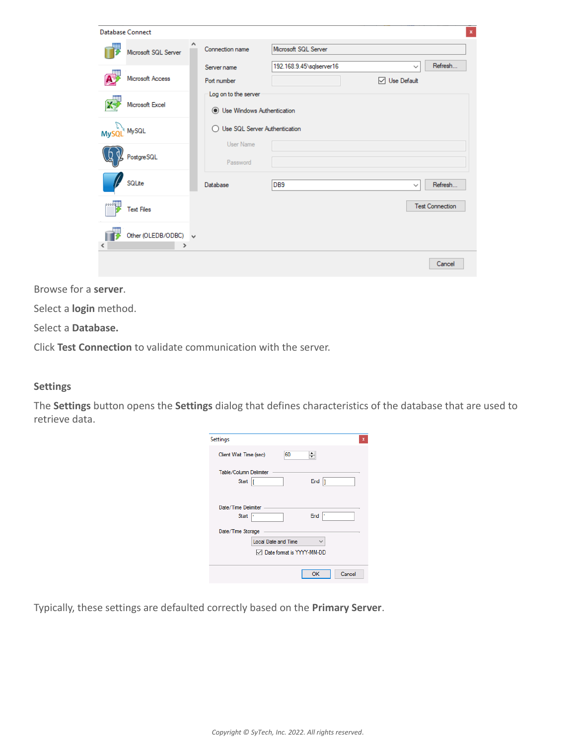Browse for a **server**.

Select a **login** method.

Select a **Database.**

Click **Test Connection** to validate communication with the server.

## Settings

The **Settings** button opens the **Settings** dialog that defines characteristics of the database that are used to retrieve data.

Typically, these settings are defaulted correctly based on the **Primary Server**.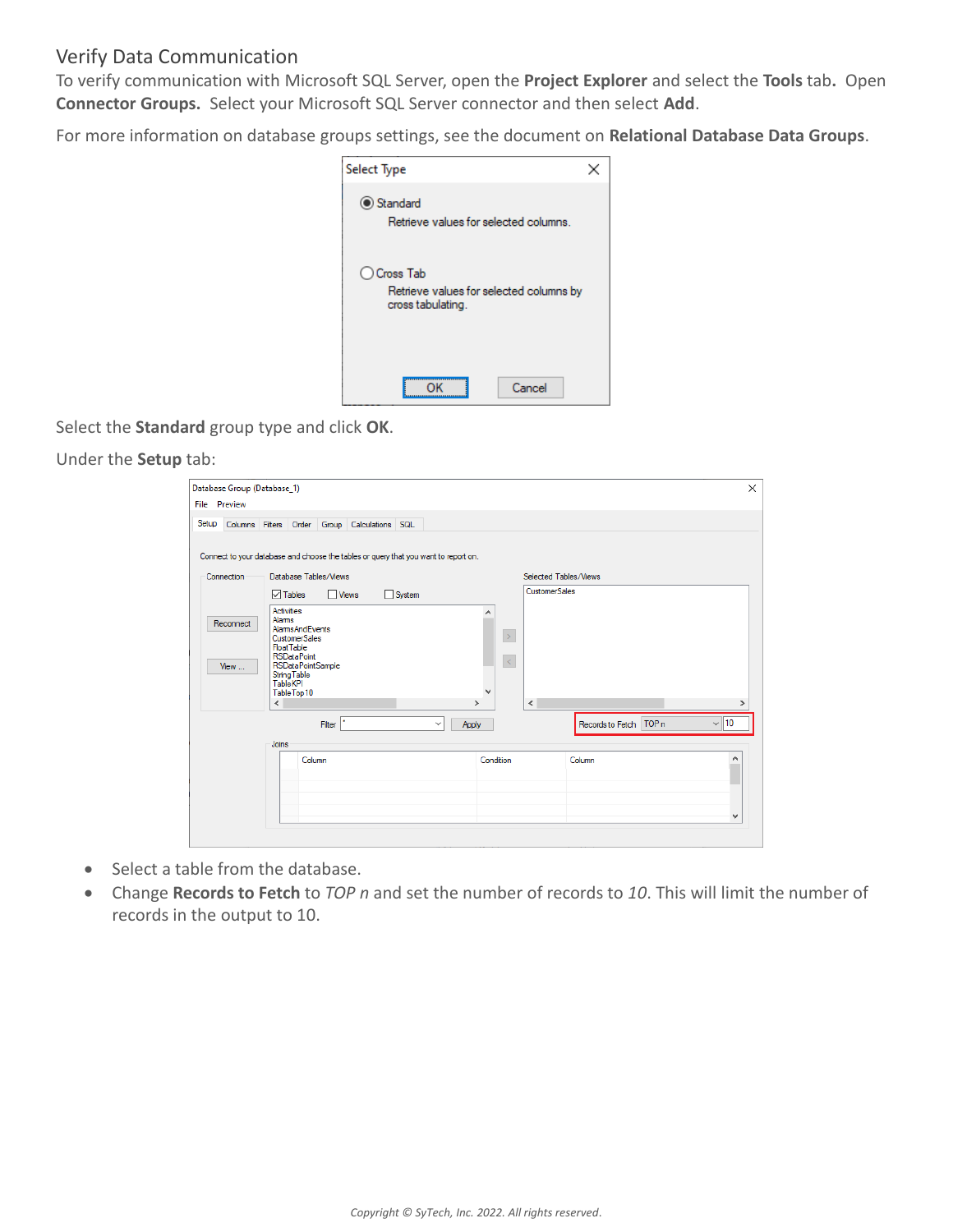## Verify Data Communication

To verify communication with Microsoft SQL Server, open the **Project Explorer** and select the **Tools** tab**.** Open **Connector Groups.** Select your Microsoft SQL Server connector and then select **Add**.

For more information on database groups settings, see the document on **Relational Database Data Groups**.

Select the **Standard** group type and click **OK**.

Under the **Setup** tab:

- Select a table from the database.
- Change **Records to Fetch** to *TOP n* and set the number of records to *10*. This will limit the number of records in the output to 10.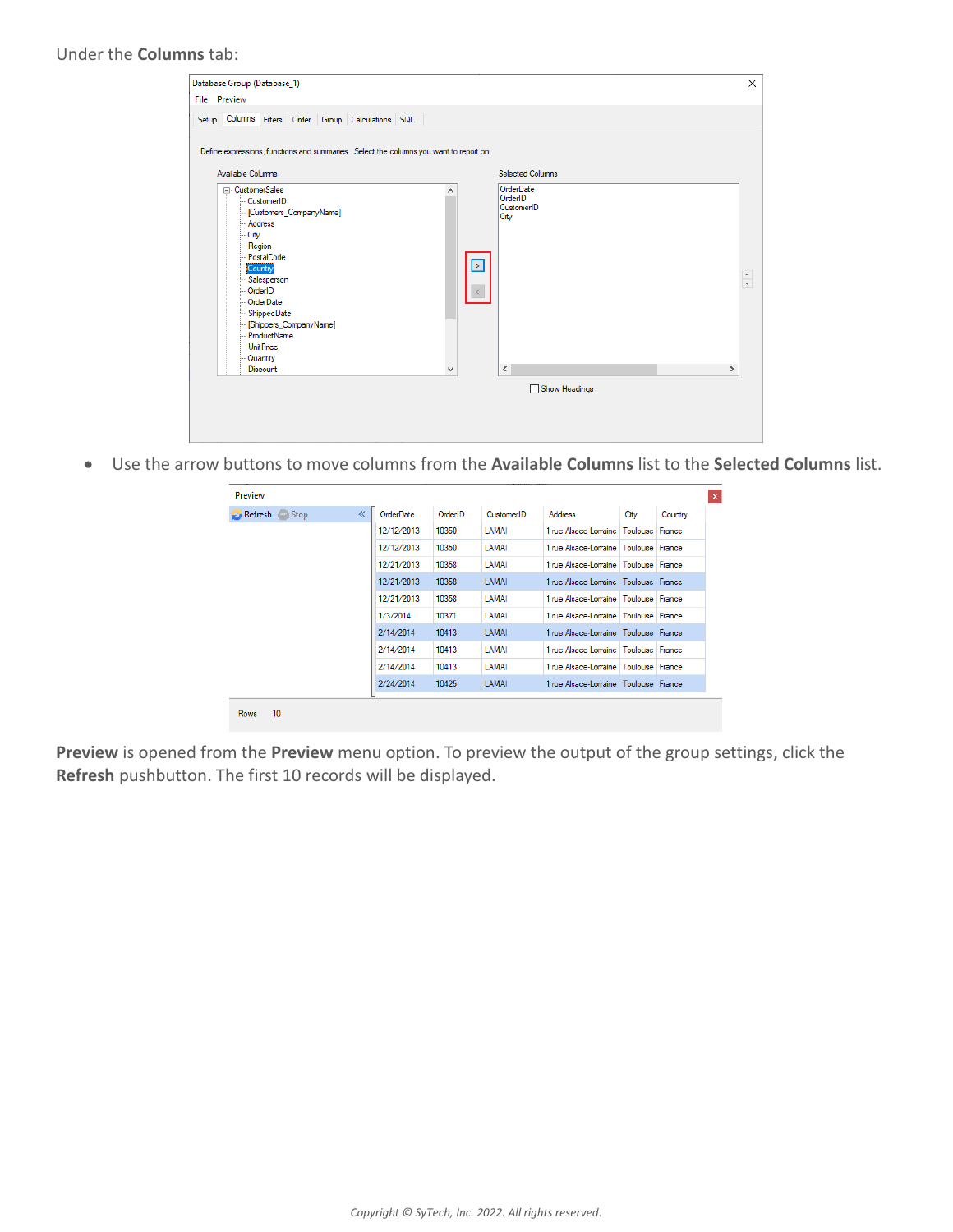Under the **Columns** tab:

- Use the arrow buttons to move columns from the **Available Columns** list to the **Selected Columns** list.

**Preview** is opened from the **Preview** menu option. To preview the output of the group settings, click the **Refresh** pushbutton. The first 10 records will be displayed.